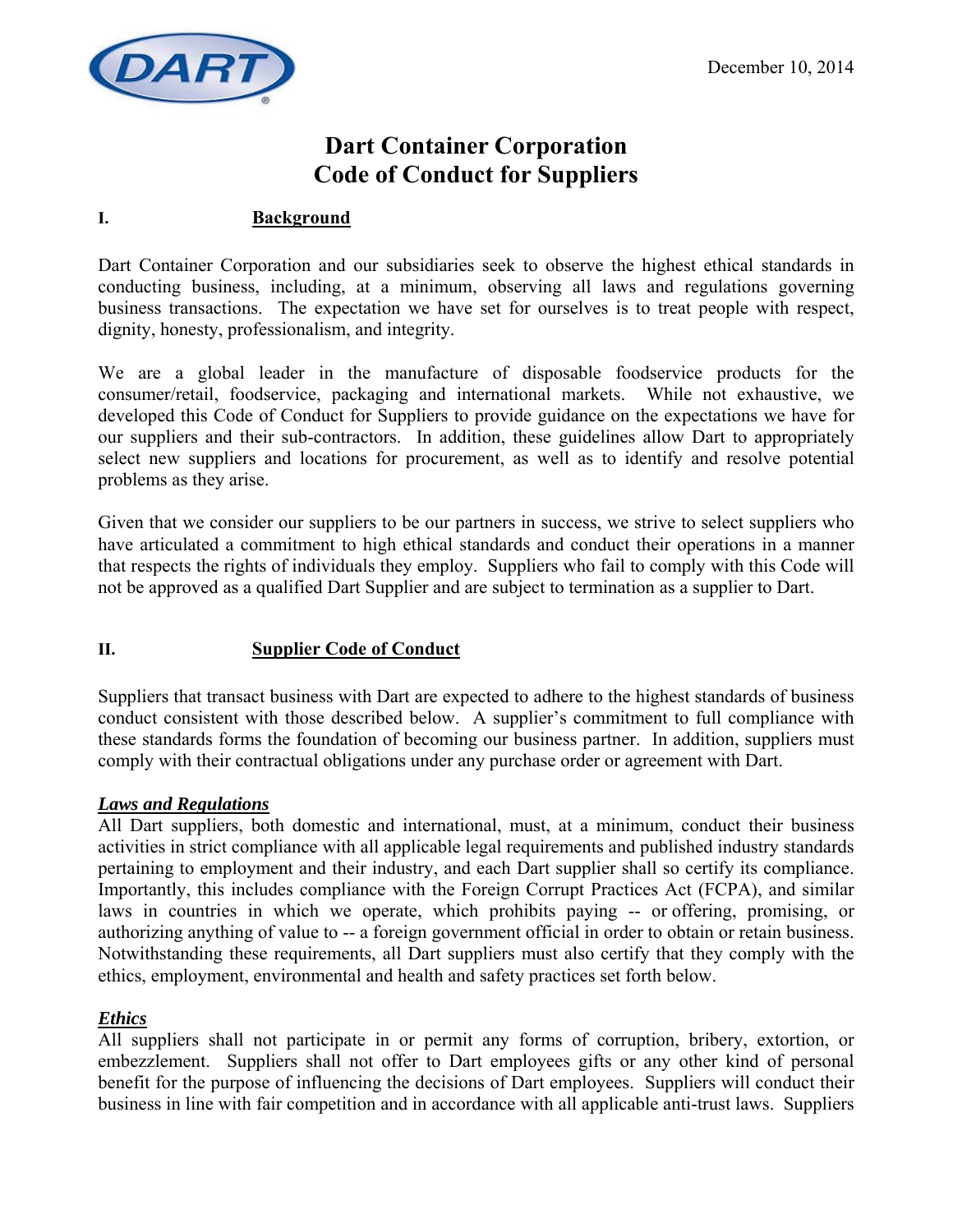December 10, 2014

# Dart Container Corporation
# Code of Conduct for Suppliers

## I. Background

Dart Container Corporation and our subsidiaries seek to observe the highest ethical standards in conducting business, including, at a minimum, observing all laws and regulations governing business transactions. The expectation we have set for ourselves is to treat people with respect, dignity, honesty, professionalism, and integrity.

We are a global leader in the manufacture of disposable foodservice products for the consumer/retail, foodservice, packaging and international markets. While not exhaustive, we developed this Code of Conduct for Suppliers to provide guidance on the expectations we have for our suppliers and their sub-contractors. In addition, these guidelines allow Dart to appropriately select new suppliers and locations for procurement, as well as to identify and resolve potential problems as they arise.

Given that we consider our suppliers to be our partners in success, we strive to select suppliers who have articulated a commitment to high ethical standards and conduct their operations in a manner that respects the rights of individuals they employ. Suppliers who fail to comply with this Code will not be approved as a qualified Dart Supplier and are subject to termination as a supplier to Dart.

## II. Supplier Code of Conduct

Suppliers that transact business with Dart are expected to adhere to the highest standards of business conduct consistent with those described below. A supplier's commitment to full compliance with these standards forms the foundation of becoming our business partner. In addition, suppliers must comply with their contractual obligations under any purchase order or agreement with Dart.

***Laws and Regulations***

All Dart suppliers, both domestic and international, must, at a minimum, conduct their business activities in strict compliance with all applicable legal requirements and published industry standards pertaining to employment and their industry, and each Dart supplier shall so certify its compliance. Importantly, this includes compliance with the Foreign Corrupt Practices Act (FCPA), and similar laws in countries in which we operate, which prohibits paying -- or offering, promising, or authorizing anything of value to -- a foreign government official in order to obtain or retain business. Notwithstanding these requirements, all Dart suppliers must also certify that they comply with the ethics, employment, environmental and health and safety practices set forth below.

***Ethics***

All suppliers shall not participate in or permit any forms of corruption, bribery, extortion, or embezzlement. Suppliers shall not offer to Dart employees gifts or any other kind of personal benefit for the purpose of influencing the decisions of Dart employees. Suppliers will conduct their business in line with fair competition and in accordance with all applicable anti-trust laws. Suppliers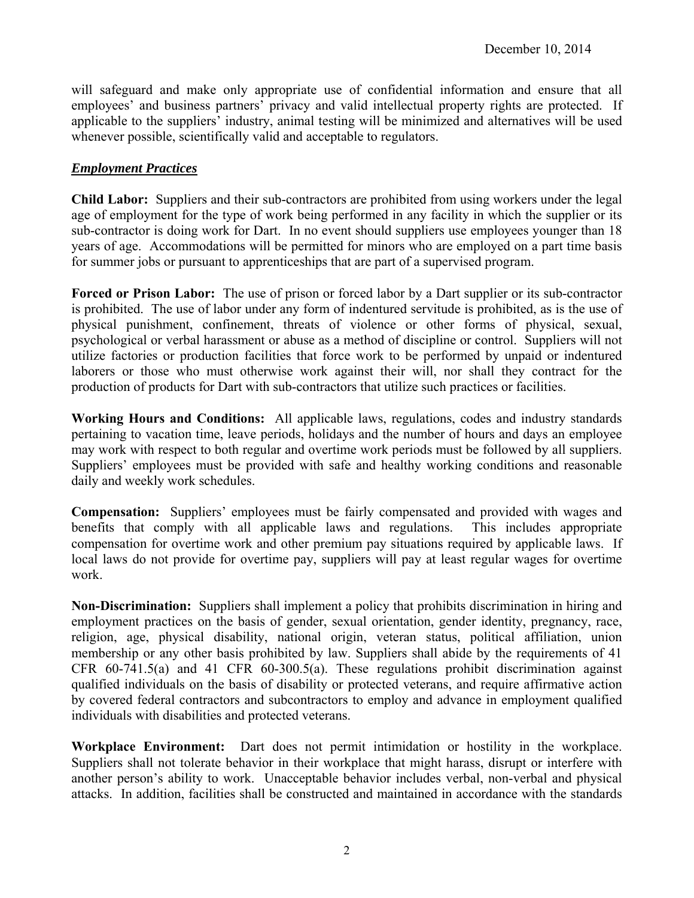will safeguard and make only appropriate use of confidential information and ensure that all employees' and business partners' privacy and valid intellectual property rights are protected. If applicable to the suppliers' industry, animal testing will be minimized and alternatives will be used whenever possible, scientifically valid and acceptable to regulators.

***Employment Practices***

**Child Labor:** Suppliers and their sub-contractors are prohibited from using workers under the legal age of employment for the type of work being performed in any facility in which the supplier or its sub-contractor is doing work for Dart. In no event should suppliers use employees younger than 18 years of age. Accommodations will be permitted for minors who are employed on a part time basis for summer jobs or pursuant to apprenticeships that are part of a supervised program.

**Forced or Prison Labor:** The use of prison or forced labor by a Dart supplier or its sub-contractor is prohibited. The use of labor under any form of indentured servitude is prohibited, as is the use of physical punishment, confinement, threats of violence or other forms of physical, sexual, psychological or verbal harassment or abuse as a method of discipline or control. Suppliers will not utilize factories or production facilities that force work to be performed by unpaid or indentured laborers or those who must otherwise work against their will, nor shall they contract for the production of products for Dart with sub-contractors that utilize such practices or facilities.

**Working Hours and Conditions:** All applicable laws, regulations, codes and industry standards pertaining to vacation time, leave periods, holidays and the number of hours and days an employee may work with respect to both regular and overtime work periods must be followed by all suppliers. Suppliers' employees must be provided with safe and healthy working conditions and reasonable daily and weekly work schedules.

**Compensation:** Suppliers' employees must be fairly compensated and provided with wages and benefits that comply with all applicable laws and regulations. This includes appropriate compensation for overtime work and other premium pay situations required by applicable laws. If local laws do not provide for overtime pay, suppliers will pay at least regular wages for overtime work.

**Non-Discrimination:** Suppliers shall implement a policy that prohibits discrimination in hiring and employment practices on the basis of gender, sexual orientation, gender identity, pregnancy, race, religion, age, physical disability, national origin, veteran status, political affiliation, union membership or any other basis prohibited by law. Suppliers shall abide by the requirements of 41 CFR 60-741.5(a) and 41 CFR 60-300.5(a). These regulations prohibit discrimination against qualified individuals on the basis of disability or protected veterans, and require affirmative action by covered federal contractors and subcontractors to employ and advance in employment qualified individuals with disabilities and protected veterans.

**Workplace Environment:** Dart does not permit intimidation or hostility in the workplace. Suppliers shall not tolerate behavior in their workplace that might harass, disrupt or interfere with another person's ability to work. Unacceptable behavior includes verbal, non-verbal and physical attacks. In addition, facilities shall be constructed and maintained in accordance with the standards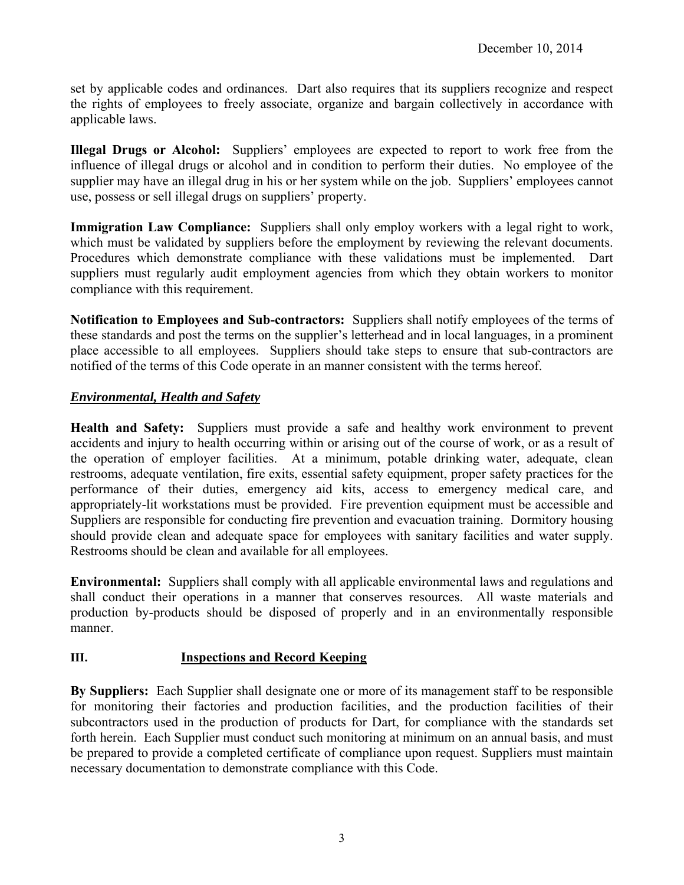set by applicable codes and ordinances. Dart also requires that its suppliers recognize and respect the rights of employees to freely associate, organize and bargain collectively in accordance with applicable laws.

**Illegal Drugs or Alcohol:** Suppliers' employees are expected to report to work free from the influence of illegal drugs or alcohol and in condition to perform their duties. No employee of the supplier may have an illegal drug in his or her system while on the job. Suppliers' employees cannot use, possess or sell illegal drugs on suppliers' property.

**Immigration Law Compliance:** Suppliers shall only employ workers with a legal right to work, which must be validated by suppliers before the employment by reviewing the relevant documents. Procedures which demonstrate compliance with these validations must be implemented. Dart suppliers must regularly audit employment agencies from which they obtain workers to monitor compliance with this requirement.

**Notification to Employees and Sub-contractors:** Suppliers shall notify employees of the terms of these standards and post the terms on the supplier's letterhead and in local languages, in a prominent place accessible to all employees. Suppliers should take steps to ensure that sub-contractors are notified of the terms of this Code operate in an manner consistent with the terms hereof.

***Environmental, Health and Safety***

**Health and Safety:** Suppliers must provide a safe and healthy work environment to prevent accidents and injury to health occurring within or arising out of the course of work, or as a result of the operation of employer facilities. At a minimum, potable drinking water, adequate, clean restrooms, adequate ventilation, fire exits, essential safety equipment, proper safety practices for the performance of their duties, emergency aid kits, access to emergency medical care, and appropriately-lit workstations must be provided. Fire prevention equipment must be accessible and Suppliers are responsible for conducting fire prevention and evacuation training. Dormitory housing should provide clean and adequate space for employees with sanitary facilities and water supply. Restrooms should be clean and available for all employees.

**Environmental:** Suppliers shall comply with all applicable environmental laws and regulations and shall conduct their operations in a manner that conserves resources. All waste materials and production by-products should be disposed of properly and in an environmentally responsible manner.

## III. Inspections and Record Keeping

**By Suppliers:** Each Supplier shall designate one or more of its management staff to be responsible for monitoring their factories and production facilities, and the production facilities of their subcontractors used in the production of products for Dart, for compliance with the standards set forth herein. Each Supplier must conduct such monitoring at minimum on an annual basis, and must be prepared to provide a completed certificate of compliance upon request. Suppliers must maintain necessary documentation to demonstrate compliance with this Code.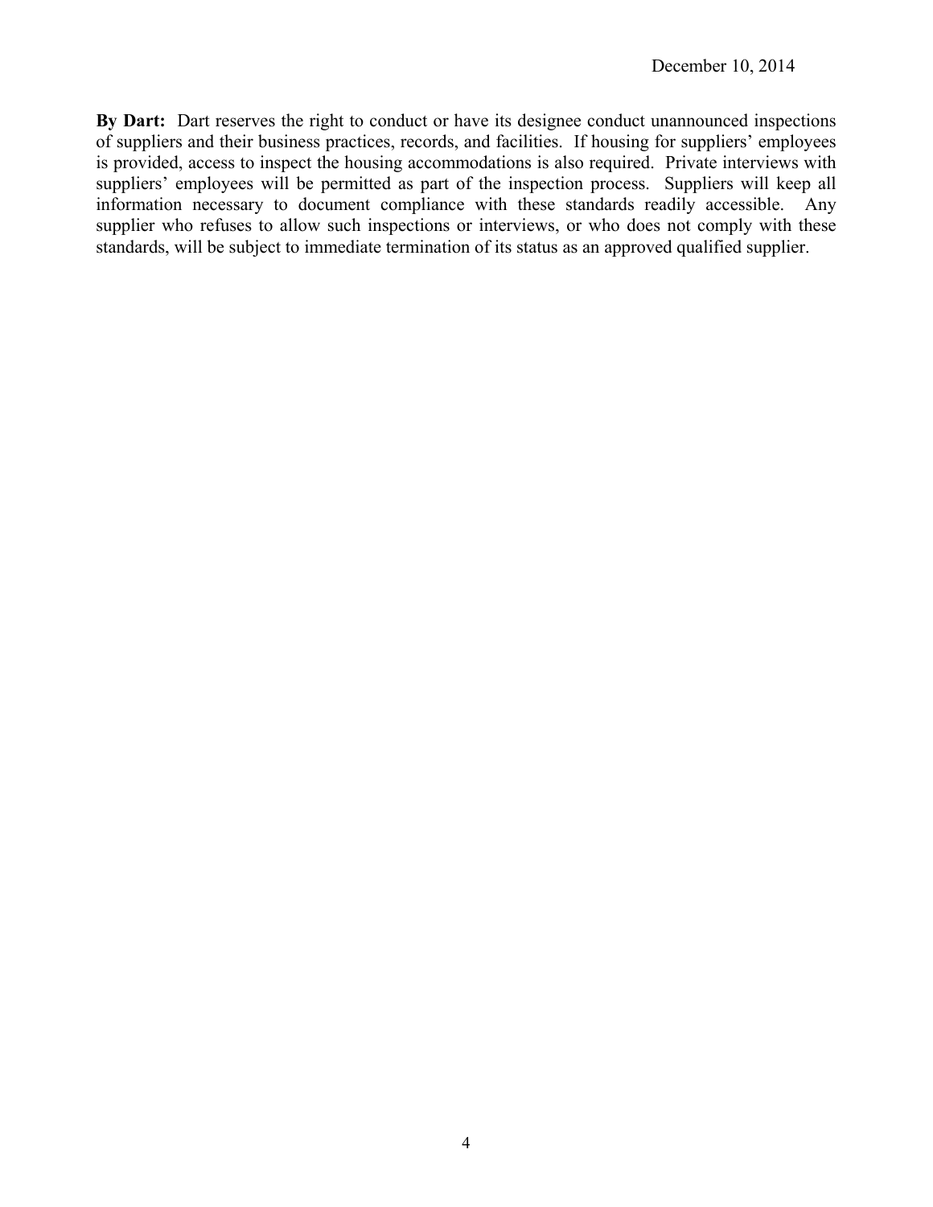**By Dart:** Dart reserves the right to conduct or have its designee conduct unannounced inspections of suppliers and their business practices, records, and facilities. If housing for suppliers' employees is provided, access to inspect the housing accommodations is also required. Private interviews with suppliers' employees will be permitted as part of the inspection process. Suppliers will keep all information necessary to document compliance with these standards readily accessible. Any supplier who refuses to allow such inspections or interviews, or who does not comply with these standards, will be subject to immediate termination of its status as an approved qualified supplier.